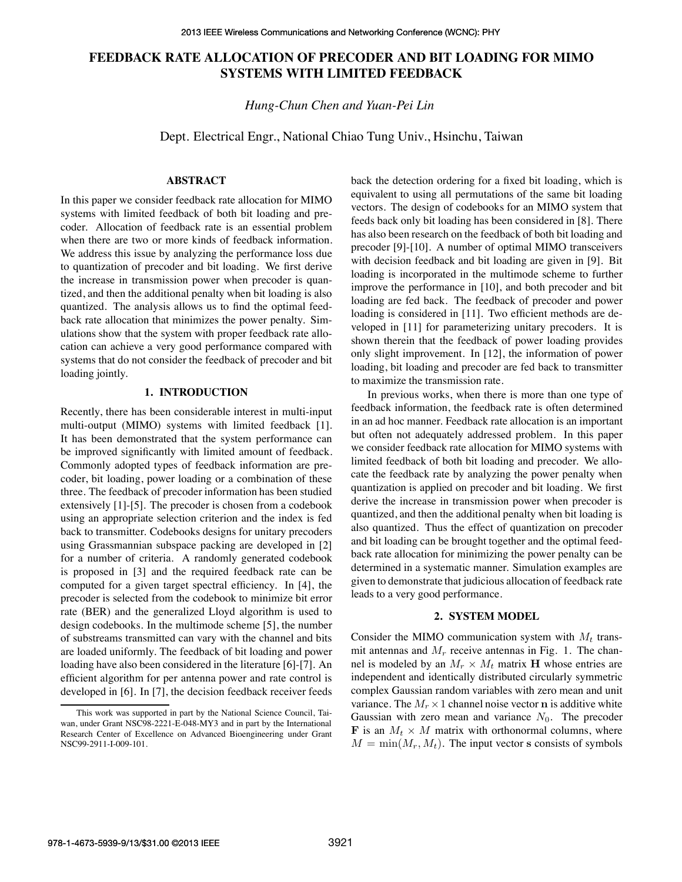# FEEDBACK RATE ALLOCATION OF PRECODER AND BIT LOADING FOR MIMO SYSTEMS WITH LIMITED FEEDBACK

*Hung-Chun Chen and Yuan-Pei Lin*

Dept. Electrical Engr., National Chiao Tung Univ., Hsinchu, Taiwan

## ABSTRACT

In this paper we consider feedback rate allocation for MIMO systems with limited feedback of both bit loading and precoder. Allocation of feedback rate is an essential problem when there are two or more kinds of feedback information. We address this issue by analyzing the performance loss due to quantization of precoder and bit loading. We first derive the increase in transmission power when precoder is quantized, and then the additional penalty when bit loading is also quantized. The analysis allows us to find the optimal feedback rate allocation that minimizes the power penalty. Simulations show that the system with proper feedback rate allocation can achieve a very good performance compared with systems that do not consider the feedback of precoder and bit loading jointly.

## 1. INTRODUCTION

Recently, there has been considerable interest in multi-input multi-output (MIMO) systems with limited feedback [1]. It has been demonstrated that the system performance can be improved significantly with limited amount of feedback. Commonly adopted types of feedback information are precoder, bit loading, power loading or a combination of these three. The feedback of precoder information has been studied extensively [1]-[5]. The precoder is chosen from a codebook using an appropriate selection criterion and the index is fed back to transmitter. Codebooks designs for unitary precoders using Grassmannian subspace packing are developed in [2] for a number of criteria. A randomly generated codebook is proposed in [3] and the required feedback rate can be computed for a given target spectral efficiency. In [4], the precoder is selected from the codebook to minimize bit error rate (BER) and the generalized Lloyd algorithm is used to design codebooks. In the multimode scheme [5], the number of substreams transmitted can vary with the channel and bits are loaded uniformly. The feedback of bit loading and power loading have also been considered in the literature [6]-[7]. An efficient algorithm for per antenna power and rate control is developed in [6]. In [7], the decision feedback receiver feeds back the detection ordering for a fixed bit loading, which is equivalent to using all permutations of the same bit loading vectors. The design of codebooks for an MIMO system that feeds back only bit loading has been considered in [8]. There has also been research on the feedback of both bit loading and precoder [9]-[10]. A number of optimal MIMO transceivers with decision feedback and bit loading are given in [9]. Bit loading is incorporated in the multimode scheme to further improve the performance in [10], and both precoder and bit loading are fed back. The feedback of precoder and power loading is considered in [11]. Two efficient methods are developed in [11] for parameterizing unitary precoders. It is shown therein that the feedback of power loading provides only slight improvement. In [12], the information of power loading, bit loading and precoder are fed back to transmitter to maximize the transmission rate.

In previous works, when there is more than one type of feedback information, the feedback rate is often determined in an ad hoc manner. Feedback rate allocation is an important but often not adequately addressed problem. In this paper we consider feedback rate allocation for MIMO systems with limited feedback of both bit loading and precoder. We allocate the feedback rate by analyzing the power penalty when quantization is applied on precoder and bit loading. We first derive the increase in transmission power when precoder is quantized, and then the additional penalty when bit loading is also quantized. Thus the effect of quantization on precoder and bit loading can be brought together and the optimal feedback rate allocation for minimizing the power penalty can be determined in a systematic manner. Simulation examples are given to demonstrate that judicious allocation of feedback rate leads to a very good performance.

## 2. SYSTEM MODEL

Consider the MIMO communication system with $M_t$ transmit antennas and $M_r$ receive antennas in Fig. 1. The channel is modeled by an $M_r \times M_t$ matrix $\mathbf{H}$ whose entries are independent and identically distributed circularly symmetric complex Gaussian random variables with zero mean and unit variance. The $M_r \times 1$ channel noise vector $\mathbf{n}$ is additive white Gaussian with zero mean and variance $N_0$. The precoder $\mathbf{F}$ is an $M_t \times M$ matrix with orthonormal columns, where $M = \min(M_r, M_t)$. The input vector $\mathbf{s}$ consists of symbols

This work was supported in part by the National Science Council, Taiwan, under Grant NSC98-2221-E-048-MY3 and in part by the International Research Center of Excellence on Advanced Bioengineering under Grant NSC99-2911-I-009-101.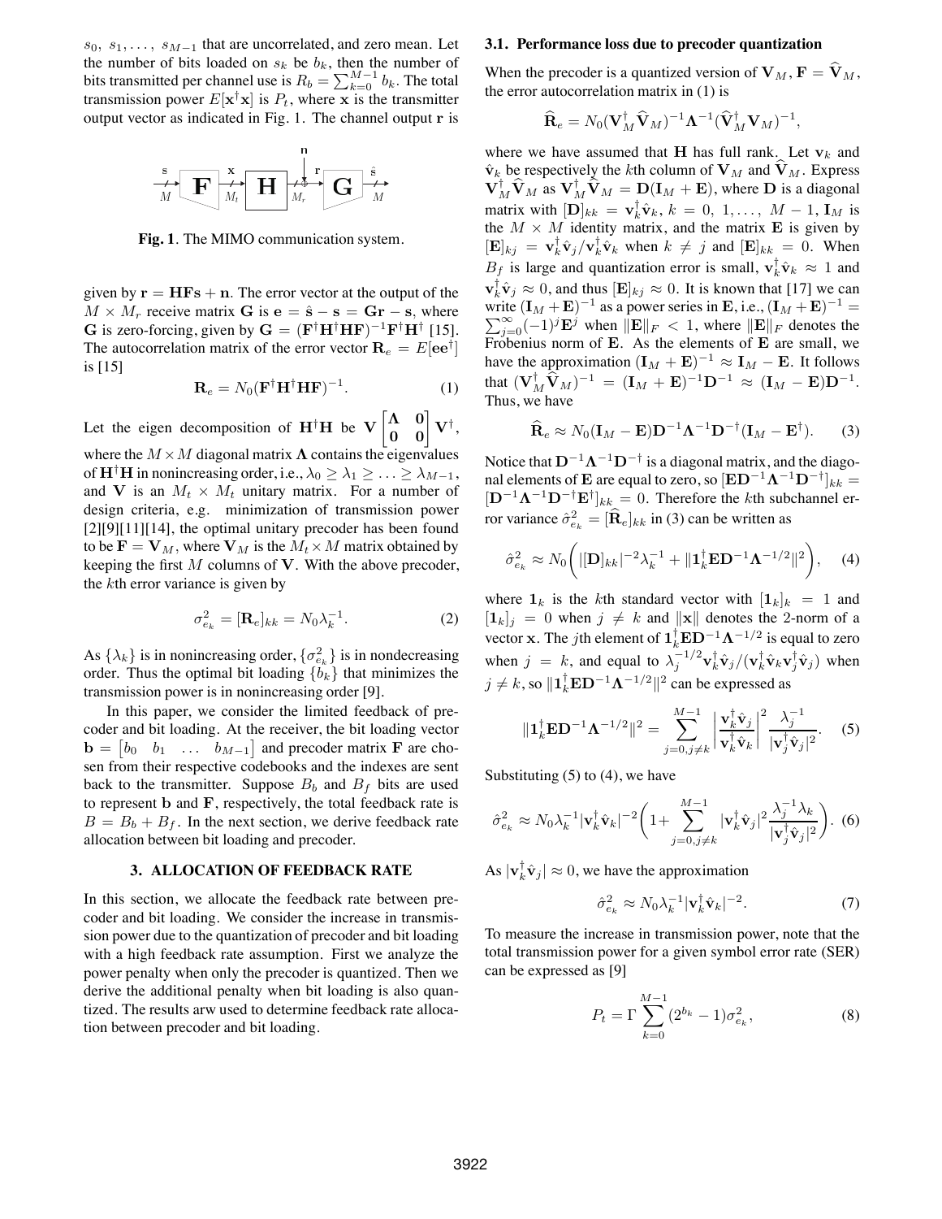$s_0,\ s_1, \ldots,\ s_{M-1}$ that are uncorrelated, and zero mean. Let the number of bits loaded on $s_k$ be $b_k$, then the number of bits transmitted per channel use is $R_b = \sum_{k=0}^{M-1} b_k$. The total transmission power $E[\mathbf{x}^\dagger \mathbf{x}]$ is $P_t$, where $\mathbf{x}$ is the transmitter output vector as indicated in Fig. 1. The channel output $\mathbf{r}$ is

**Fig. 1**. The MIMO communication system.

given by $\mathbf{r} = \mathbf{HFs} + \mathbf{n}$. The error vector at the output of the $M \times M_r$ receive matrix $\mathbf{G}$ is $\mathbf{e} = \hat{\mathbf{s}} - \mathbf{s} = \mathbf{Gr} - \mathbf{s}$, where $\mathbf{G}$ is zero-forcing, given by $\mathbf{G} = (\mathbf{F}^\dagger \mathbf{H}^\dagger \mathbf{HF})^{-1} \mathbf{F}^\dagger \mathbf{H}^\dagger$ [15]. The autocorrelation matrix of the error vector $\mathbf{R}_e = E[\mathbf{e}\mathbf{e}^\dagger]$ is [15]

$$\mathbf{R}_e = N_0 (\mathbf{F}^\dagger \mathbf{H}^\dagger \mathbf{HF})^{-1}. \tag{1}$$

Let the eigen decomposition of $\mathbf{H}^\dagger \mathbf{H}$ be $\mathbf{V} \begin{bmatrix} \mathbf{\Lambda} & \mathbf{0} \\ \mathbf{0} & \mathbf{0} \end{bmatrix} \mathbf{V}^\dagger$, where the $M \times M$ diagonal matrix $\mathbf{\Lambda}$ contains the eigenvalues of $\mathbf{H}^\dagger \mathbf{H}$ in nonincreasing order, i.e., $\lambda_0 \geq \lambda_1 \geq \ldots \geq \lambda_{M-1}$, and $\mathbf{V}$ is an $M_t \times M_t$ unitary matrix. For a number of design criteria, e.g. minimization of transmission power [2][9][11][14], the optimal unitary precoder has been found to be $\mathbf{F} = \mathbf{V}_M$, where $\mathbf{V}_M$ is the $M_t \times M$ matrix obtained by keeping the first $M$ columns of $\mathbf{V}$. With the above precoder, the $k$th error variance is given by

$$\sigma^2_{e_k} = [\mathbf{R}_e]_{kk} = N_0 \lambda_k^{-1}. \tag{2}$$

As $\{\lambda_k\}$ is in nonincreasing order, $\{\sigma^2_{e_k}\}$ is in nondecreasing order. Thus the optimal bit loading $\{b_k\}$ that minimizes the transmission power is in nonincreasing order [9].

In this paper, we consider the limited feedback of precoder and bit loading. At the receiver, the bit loading vector $\mathbf{b} = \begin{bmatrix} b_0 & b_1 & \ldots & b_{M-1} \end{bmatrix}$ and precoder matrix $\mathbf{F}$ are chosen from their respective codebooks and the indexes are sent back to the transmitter. Suppose $B_b$ and $B_f$ bits are used to represent $\mathbf{b}$ and $\mathbf{F}$, respectively, the total feedback rate is $B = B_b + B_f$. In the next section, we derive feedback rate allocation between bit loading and precoder.

## 3. ALLOCATION OF FEEDBACK RATE

In this section, we allocate the feedback rate between precoder and bit loading. We consider the increase in transmission power due to the quantization of precoder and bit loading with a high feedback rate assumption. First we analyze the power penalty when only the precoder is quantized. Then we derive the additional penalty when bit loading is also quantized. The results arw used to determine feedback rate allocation between precoder and bit loading.

### 3.1. Performance loss due to precoder quantization

When the precoder is a quantized version of $\mathbf{V}_M$, $\mathbf{F} = \widehat{\mathbf{V}}_M$, the error autocorrelation matrix in (1) is

$$\widehat{\mathbf{R}}_e = N_0 (\mathbf{V}_M^\dagger \widehat{\mathbf{V}}_M)^{-1} \mathbf{\Lambda}^{-1} (\widehat{\mathbf{V}}_M^\dagger \mathbf{V}_M)^{-1},$$

where we have assumed that $\mathbf{H}$ has full rank. Let $\mathbf{v}_k$ and $\hat{\mathbf{v}}_k$ be respectively the $k$th column of $\mathbf{V}_M$ and $\widehat{\mathbf{V}}_M$. Express $\mathbf{V}_M^\dagger \widehat{\mathbf{V}}_M$ as $\mathbf{V}_M^\dagger \widehat{\mathbf{V}}_M = \mathbf{D}(\mathbf{I}_M + \mathbf{E})$, where $\mathbf{D}$ is a diagonal matrix with $[\mathbf{D}]_{kk} = \mathbf{v}_k^\dagger \hat{\mathbf{v}}_k$, $k = 0,\ 1, \ldots,\ M-1$, $\mathbf{I}_M$ is the $M \times M$ identity matrix, and the matrix $\mathbf{E}$ is given by $[\mathbf{E}]_{kj} = \mathbf{v}_k^\dagger \hat{\mathbf{v}}_j / \mathbf{v}_k^\dagger \hat{\mathbf{v}}_k$ when $k \neq j$ and $[\mathbf{E}]_{kk} = 0$. When $B_f$ is large and quantization error is small, $\mathbf{v}_k^\dagger \hat{\mathbf{v}}_k \approx 1$ and $\mathbf{v}_k^\dagger \hat{\mathbf{v}}_j \approx 0$, and thus $[\mathbf{E}]_{kj} \approx 0$. It is known that [17] we can write $(\mathbf{I}_M + \mathbf{E})^{-1}$ as a power series in $\mathbf{E}$, i.e., $(\mathbf{I}_M + \mathbf{E})^{-1} = \sum_{j=0}^{\infty} (-1)^j \mathbf{E}^j$ when $\|\mathbf{E}\|_F < 1$, where $\|\mathbf{E}\|_F$ denotes the Frobenius norm of $\mathbf{E}$. As the elements of $\mathbf{E}$ are small, we have the approximation $(\mathbf{I}_M + \mathbf{E})^{-1} \approx \mathbf{I}_M - \mathbf{E}$. It follows that $(\mathbf{V}_M^\dagger \widehat{\mathbf{V}}_M)^{-1} = (\mathbf{I}_M + \mathbf{E})^{-1} \mathbf{D}^{-1} \approx (\mathbf{I}_M - \mathbf{E}) \mathbf{D}^{-1}$. Thus, we have

$$\widehat{\mathbf{R}}_e \approx N_0 (\mathbf{I}_M - \mathbf{E}) \mathbf{D}^{-1} \mathbf{\Lambda}^{-1} \mathbf{D}^{-\dagger} (\mathbf{I}_M - \mathbf{E}^\dagger). \tag{3}$$

Notice that $\mathbf{D}^{-1} \mathbf{\Lambda}^{-1} \mathbf{D}^{-\dagger}$ is a diagonal matrix, and the diagonal elements of $\mathbf{E}$ are equal to zero, so $[\mathbf{E} \mathbf{D}^{-1} \mathbf{\Lambda}^{-1} \mathbf{D}^{-\dagger}]_{kk} = [\mathbf{D}^{-1} \mathbf{\Lambda}^{-1} \mathbf{D}^{-\dagger} \mathbf{E}^\dagger]_{kk} = 0$. Therefore the $k$th subchannel error variance $\hat{\sigma}^2_{e_k} = [\widehat{\mathbf{R}}_e]_{kk}$ in (3) can be written as

$$\hat{\sigma}^2_{e_k} \approx N_0 \bigg( |[\mathbf{D}]_{kk}|^{-2} \lambda_k^{-1} + \|\mathbf{1}_k^\dagger \mathbf{E} \mathbf{D}^{-1} \mathbf{\Lambda}^{-1/2}\|^2 \bigg), \tag{4}$$

where $\mathbf{1}_k$ is the $k$th standard vector with $[\mathbf{1}_k]_k = 1$ and $[\mathbf{1}_k]_j = 0$ when $j \neq k$ and $\|\mathbf{x}\|$ denotes the 2-norm of a vector $\mathbf{x}$. The $j$th element of $\mathbf{1}_k^\dagger \mathbf{E} \mathbf{D}^{-1} \mathbf{\Lambda}^{-1/2}$ is equal to zero when $j = k$, and equal to $\lambda_j^{-1/2} \mathbf{v}_k^\dagger \hat{\mathbf{v}}_j / (\mathbf{v}_k^\dagger \hat{\mathbf{v}}_k \mathbf{v}_j^\dagger \hat{\mathbf{v}}_j)$ when $j \neq k$, so $\|\mathbf{1}_k^\dagger \mathbf{E} \mathbf{D}^{-1} \mathbf{\Lambda}^{-1/2}\|^2$ can be expressed as

$$\|\mathbf{1}_k^\dagger \mathbf{E} \mathbf{D}^{-1} \mathbf{\Lambda}^{-1/2}\|^2 = \sum_{j=0, j \neq k}^{M-1} \left| \frac{\mathbf{v}_k^\dagger \hat{\mathbf{v}}_j}{\mathbf{v}_k^\dagger \hat{\mathbf{v}}_k} \right|^2 \frac{\lambda_j^{-1}}{|\mathbf{v}_j^\dagger \hat{\mathbf{v}}_j|^2}. \tag{5}$$

Substituting (5) to (4), we have

$$\hat{\sigma}^2_{e_k} \approx N_0 \lambda_k^{-1} |\mathbf{v}_k^\dagger \hat{\mathbf{v}}_k|^{-2} \bigg( 1 + \sum_{j=0, j \neq k}^{M-1} |\mathbf{v}_k^\dagger \hat{\mathbf{v}}_j|^2 \frac{\lambda_j^{-1} \lambda_k}{|\mathbf{v}_j^\dagger \hat{\mathbf{v}}_j|^2} \bigg). \tag{6}$$

As $|\mathbf{v}_k^\dagger \hat{\mathbf{v}}_j| \approx 0$, we have the approximation

$$\hat{\sigma}^2_{e_k} \approx N_0 \lambda_k^{-1} |\mathbf{v}_k^\dagger \hat{\mathbf{v}}_k|^{-2}. \tag{7}$$

To measure the increase in transmission power, note that the total transmission power for a given symbol error rate (SER) can be expressed as [9]

$$P_t = \Gamma \sum_{k=0}^{M-1} (2^{b_k} - 1) \sigma^2_{e_k}, \tag{8}$$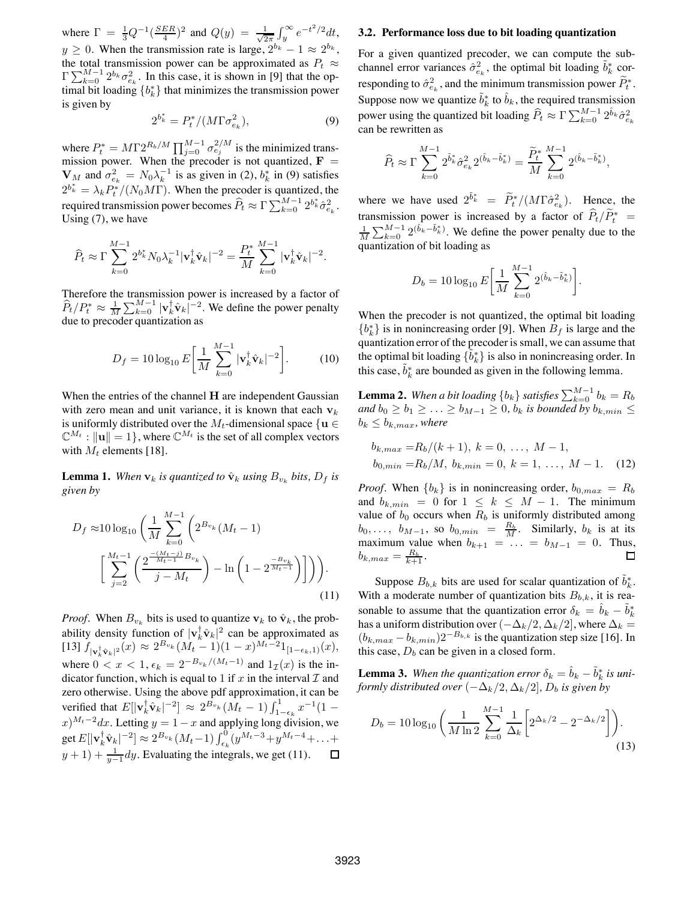where $\Gamma = \frac{1}{3}Q^{-1}(\frac{SER}{4})^2$ and $Q(y) = \frac{1}{\sqrt{2\pi}}\int_y^\infty e^{-t^2/2}dt$, $y \geq 0$. When the transmission rate is large, $2^{b_k} - 1 \approx 2^{b_k}$, the total transmission power can be approximated as $P_t \approx \Gamma \sum_{k=0}^{M-1} 2^{b_k}\sigma_{e_k}^2$. In this case, it is shown in [9] that the optimal bit loading $\{b_k^*\}$ that minimizes the transmission power is given by

$$2^{b_k^*} = P_t^*/(M\Gamma\sigma_{e_k}^2), \tag{9}$$

where $P_t^* = M\Gamma 2^{R_b/M}\prod_{j=0}^{M-1}\sigma_{e_j}^{2/M}$ is the minimized transmission power. When the precoder is not quantized, $\mathbf{F} = \mathbf{V}_M$ and $\sigma_{e_k}^2 = N_0\lambda_k^{-1}$ is as given in (2), $b_k^*$ in (9) satisfies $2^{b_k^*} = \lambda_k P_t^*/(N_0 M\Gamma)$. When the precoder is quantized, the required transmission power becomes $\widehat{P}_t \approx \Gamma\sum_{k=0}^{M-1} 2^{b_k}\hat{\sigma}_{e_k}^2$. Using (7), we have

$$\widehat{P}_t \approx \Gamma \sum_{k=0}^{M-1} 2^{b_k^*} N_0 \lambda_k^{-1} |\mathbf{v}_k^\dagger \hat{\mathbf{v}}_k|^{-2} = \frac{P_t^*}{M}\sum_{k=0}^{M-1}|\mathbf{v}_k^\dagger \hat{\mathbf{v}}_k|^{-2}.$$

Therefore the transmission power is increased by a factor of $\widehat{P}_t/P_t^* \approx \frac{1}{M}\sum_{k=0}^{M-1}|\mathbf{v}_k^\dagger\hat{\mathbf{v}}_k|^{-2}$. We define the power penalty due to precoder quantization as

$$D_f = 10\log_{10} E\left[\frac{1}{M}\sum_{k=0}^{M-1}|\mathbf{v}_k^\dagger\hat{\mathbf{v}}_k|^{-2}\right]. \tag{10}$$

When the entries of the channel $\mathbf{H}$ are independent Gaussian with zero mean and unit variance, it is known that each $\mathbf{v}_k$ is uniformly distributed over the $M_t$-dimensional space $\{\mathbf{u} \in \mathbb{C}^{M_t} : \|\mathbf{u}\| = 1\}$, where $\mathbb{C}^{M_t}$ is the set of all complex vectors with $M_t$ elements [18].

**Lemma 1.** *When $\mathbf{v}_k$ is quantized to $\hat{\mathbf{v}}_k$ using $B_{v_k}$ bits, $D_f$ is given by*

$$D_f \approx 10\log_{10}\left(\frac{1}{M}\sum_{k=0}^{M-1}\left(2^{B_{v_k}}(M_t-1)\left[\sum_{j=2}^{M_t-1}\left(\frac{2^{\frac{-(M_t-j)}{M_t-1}B_{v_k}}}{j-M_t}\right) - \ln\left(1-2^{\frac{-B_{v_k}}{M_t-1}}\right)\right]\right)\right). \tag{11}$$

*Proof.* When $B_{v_k}$ bits is used to quantize $\mathbf{v}_k$ to $\hat{\mathbf{v}}_k$, the probability density function of $|\mathbf{v}_k^\dagger\hat{\mathbf{v}}_k|^2$ can be approximated as [13] $f_{|\mathbf{v}_k^\dagger\hat{\mathbf{v}}_k|^2}(x) \approx 2^{B_{v_k}}(M_t-1)(1-x)^{M_t-2}1_{[1-\epsilon_k,1)}(x)$, where $0 < x < 1$, $\epsilon_k = 2^{-B_{v_k}/(M_t-1)}$ and $1_{\mathcal{I}}(x)$ is the indicator function, which is equal to 1 if $x$ in the interval $\mathcal{I}$ and zero otherwise. Using the above pdf approximation, it can be verified that $E[|\mathbf{v}_k^\dagger\hat{\mathbf{v}}_k|^{-2}] \approx 2^{B_{v_k}}(M_t-1)\int_{1-\epsilon_k}^1 x^{-1}(1-x)^{M_t-2}dx$. Letting $y = 1-x$ and applying long division, we get $E[|\mathbf{v}_k^\dagger\hat{\mathbf{v}}_k|^{-2}] \approx 2^{B_{v_k}}(M_t-1)\int_{\epsilon_k}^0 (y^{M_t-3}+y^{M_t-4}+\ldots+y+1)+\frac{1}{y-1}dy$. Evaluating the integrals, we get (11). □

### 3.2. Performance loss due to bit loading quantization

For a given quantized precoder, we can compute the subchannel error variances $\hat{\sigma}_{e_k}^2$, the optimal bit loading $\tilde{b}_k^*$ corresponding to $\hat{\sigma}_{e_k}^2$, and the minimum transmission power $\widetilde{P}_t^*$. Suppose now we quantize $\tilde{b}_k^*$ to $\hat{b}_k$, the required transmission power using the quantized bit loading $\widehat{P}_t \approx \Gamma\sum_{k=0}^{M-1}2^{\hat{b}_k}\hat{\sigma}_{e_k}^2$ can be rewritten as

$$\widehat{P}_t \approx \Gamma\sum_{k=0}^{M-1}2^{\tilde{b}_k^*}\hat{\sigma}_{e_k}^2 2^{(\hat{b}_k-\tilde{b}_k^*)} = \frac{\widetilde{P}_t^*}{M}\sum_{k=0}^{M-1}2^{(\hat{b}_k-\tilde{b}_k^*)},$$

where we have used $2^{\tilde{b}_k^*} = \widetilde{P}_t^*/(M\Gamma\hat{\sigma}_{e_k}^2)$. Hence, the transmission power is increased by a factor of $\widehat{P}_t/\widetilde{P}_t^* = \frac{1}{M}\sum_{k=0}^{M-1}2^{(\hat{b}_k-\tilde{b}_k^*)}$. We define the power penalty due to the quantization of bit loading as

$$D_b = 10\log_{10}E\left[\frac{1}{M}\sum_{k=0}^{M-1}2^{(\hat{b}_k-\tilde{b}_k^*)}\right].$$

When the precoder is not quantized, the optimal bit loading $\{b_k^*\}$ is in nonincreasing order [9]. When $B_f$ is large and the quantization error of the precoder is small, we can assume that the optimal bit loading $\{\tilde{b}_k^*\}$ is also in nonincreasing order. In this case, $\tilde{b}_k^*$ are bounded as given in the following lemma.

**Lemma 2.** *When a bit loading $\{b_k\}$ satisfies $\sum_{k=0}^{M-1}b_k = R_b$ and $b_0 \geq b_1 \geq \ldots \geq b_{M-1} \geq 0$, $b_k$ is bounded by $b_{k,min} \leq b_k \leq b_{k,max}$, where*

$$\begin{aligned} b_{k,max} &= R_b/(k+1),\ k = 0,\ \ldots,\ M-1, \\ b_{0,min} &= R_b/M,\ b_{k,min} = 0,\ k = 1,\ \ldots,\ M-1. \end{aligned} \tag{12}$$

*Proof.* When $\{b_k\}$ is in nonincreasing order, $b_{0,max} = R_b$ and $b_{k,min} = 0$ for $1 \leq k \leq M-1$. The minimum value of $b_0$ occurs when $R_b$ is uniformly distributed among $b_0, \ldots, b_{M-1}$, so $b_{0,min} = \frac{R_b}{M}$. Similarly, $b_k$ is at its maximum value when $b_{k+1} = \ldots = b_{M-1} = 0$. Thus, $b_{k,max} = \frac{R_b}{k+1}$. □

Suppose $B_{b,k}$ bits are used for scalar quantization of $\tilde{b}_k^*$. With a moderate number of quantization bits $B_{b,k}$, it is reasonable to assume that the quantization error $\delta_k = \hat{b}_k - \tilde{b}_k^*$ has a uniform distribution over $(-\Delta_k/2, \Delta_k/2]$, where $\Delta_k = (b_{k,max} - b_{k,min})2^{-B_{b,k}}$ is the quantization step size [16]. In this case, $D_b$ can be given in a closed form.

**Lemma 3.** *When the quantization error $\delta_k = \hat{b}_k - \tilde{b}_k^*$ is uniformly distributed over $(-\Delta_k/2, \Delta_k/2]$, $D_b$ is given by*

$$D_b = 10\log_{10}\left(\frac{1}{M\ln 2}\sum_{k=0}^{M-1}\frac{1}{\Delta_k}\left[2^{\Delta_k/2} - 2^{-\Delta_k/2}\right]\right). \tag{13}$$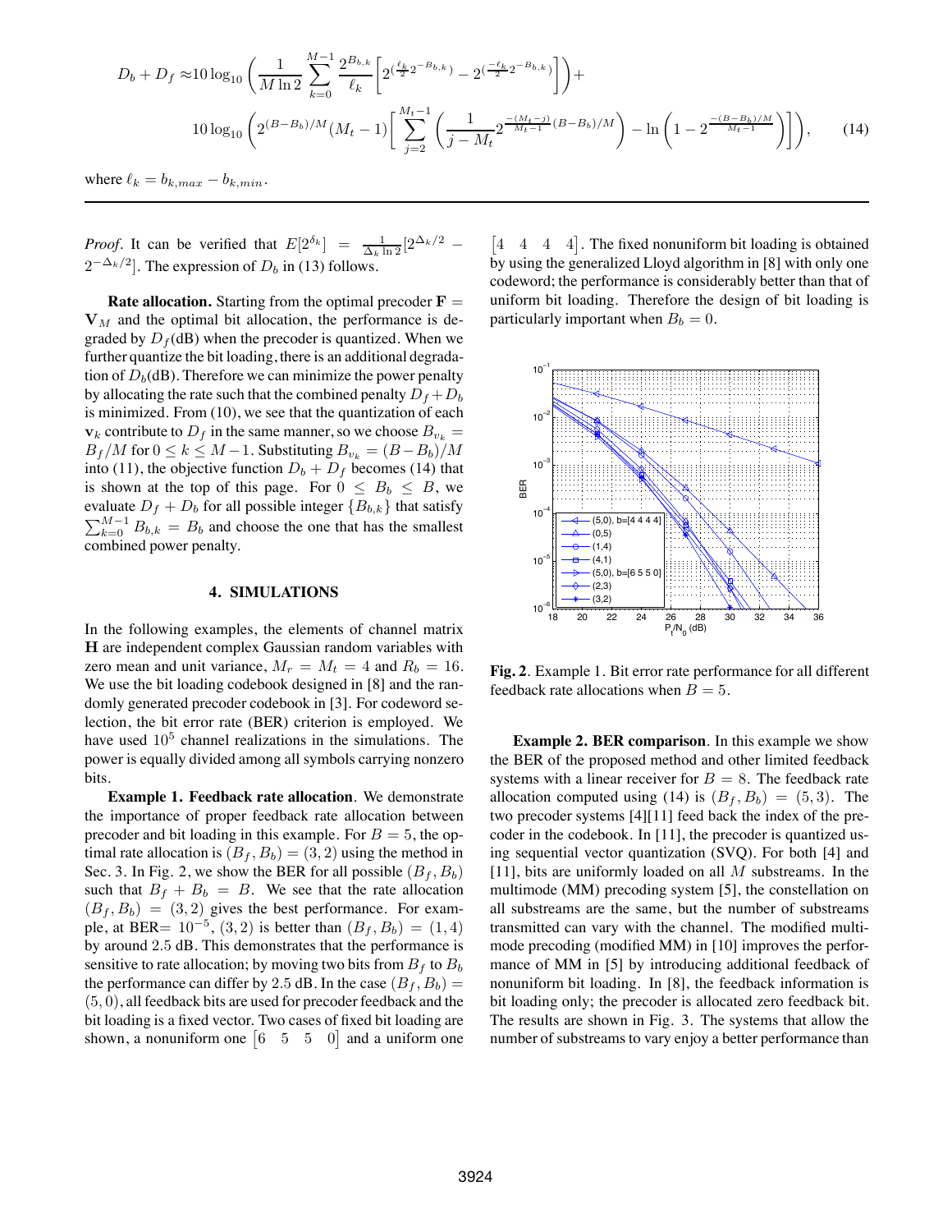$$D_b + D_f \approx 10\log_{10}\left(\frac{1}{M\ln 2}\sum_{k=0}^{M-1}\frac{2^{B_{b,k}}}{\ell_k}\left[2^{(\frac{\ell_k}{2}2^{-B_{b,k}})} - 2^{(\frac{-\ell_k}{2}2^{-B_{b,k}})}\right]\right) +$$

$$10\log_{10}\left(2^{(B-B_b)/M}(M_t-1)\left[\sum_{j=2}^{M_t-1}\left(\frac{1}{j-M_t}2^{\frac{-(M_t-j)}{M_t-1}(B-B_b)/M}\right) - \ln\left(1-2^{\frac{-(B-B_b)/M}{M_t-1}}\right)\right]\right), \qquad (14)$$

where $\ell_k = b_{k,max} - b_{k,min}$.

*Proof*. It can be verified that $E[2^{\delta_k}] = \frac{1}{\Delta_k \ln 2}[2^{\Delta_k/2} - 2^{-\Delta_k/2}]$. The expression of $D_b$ in (13) follows.

**Rate allocation.** Starting from the optimal precoder $\mathbf{F} = \mathbf{V}_M$ and the optimal bit allocation, the performance is degraded by $D_f$(dB) when the precoder is quantized. When we further quantize the bit loading, there is an additional degradation of $D_b$(dB). Therefore we can minimize the power penalty by allocating the rate such that the combined penalty $D_f + D_b$ is minimized. From (10), we see that the quantization of each $\mathbf{v}_k$ contribute to $D_f$ in the same manner, so we choose $B_{v_k} = B_f/M$ for $0 \le k \le M-1$. Substituting $B_{v_k} = (B - B_b)/M$ into (11), the objective function $D_b + D_f$ becomes (14) that is shown at the top of this page. For $0 \le B_b \le B$, we evaluate $D_f + D_b$ for all possible integer $\{B_{b,k}\}$ that satisfy $\sum_{k=0}^{M-1} B_{b,k} = B_b$ and choose the one that has the smallest combined power penalty.

## 4. SIMULATIONS

In the following examples, the elements of channel matrix $\mathbf{H}$ are independent complex Gaussian random variables with zero mean and unit variance, $M_r = M_t = 4$ and $R_b = 16$. We use the bit loading codebook designed in [8] and the randomly generated precoder codebook in [3]. For codeword selection, the bit error rate (BER) criterion is employed. We have used $10^5$ channel realizations in the simulations. The power is equally divided among all symbols carrying nonzero bits.

**Example 1. Feedback rate allocation**. We demonstrate the importance of proper feedback rate allocation between precoder and bit loading in this example. For $B = 5$, the optimal rate allocation is $(B_f, B_b) = (3, 2)$ using the method in Sec. 3. In Fig. 2, we show the BER for all possible $(B_f, B_b)$ such that $B_f + B_b = B$. We see that the rate allocation $(B_f, B_b) = (3, 2)$ gives the best performance. For example, at BER$= 10^{-5}$, $(3, 2)$ is better than $(B_f, B_b) = (1, 4)$ by around $2.5$ dB. This demonstrates that the performance is sensitive to rate allocation; by moving two bits from $B_f$ to $B_b$ the performance can differ by $2.5$ dB. In the case $(B_f, B_b) = (5, 0)$, all feedback bits are used for precoder feedback and the bit loading is a fixed vector. Two cases of fixed bit loading are shown, a nonuniform one $\begin{bmatrix} 6 & 5 & 5 & 0 \end{bmatrix}$ and a uniform one $\begin{bmatrix} 4 & 4 & 4 & 4 \end{bmatrix}$. The fixed nonuniform bit loading is obtained by using the generalized Lloyd algorithm in [8] with only one codeword; the performance is considerably better than that of uniform bit loading. Therefore the design of bit loading is particularly important when $B_b = 0$.

**Fig. 2**. Example 1. Bit error rate performance for all different feedback rate allocations when $B = 5$.

**Example 2. BER comparison**. In this example we show the BER of the proposed method and other limited feedback systems with a linear receiver for $B = 8$. The feedback rate allocation computed using (14) is $(B_f, B_b) = (5, 3)$. The two precoder systems [4][11] feed back the index of the precoder in the codebook. In [11], the precoder is quantized using sequential vector quantization (SVQ). For both [4] and [11], bits are uniformly loaded on all $M$ substreams. In the multimode (MM) precoding system [5], the constellation on all substreams are the same, but the number of substreams transmitted can vary with the channel. The modified multimode precoding (modified MM) in [10] improves the performance of MM in [5] by introducing additional feedback of nonuniform bit loading. In [8], the feedback information is bit loading only; the precoder is allocated zero feedback bit. The results are shown in Fig. 3. The systems that allow the number of substreams to vary enjoy a better performance than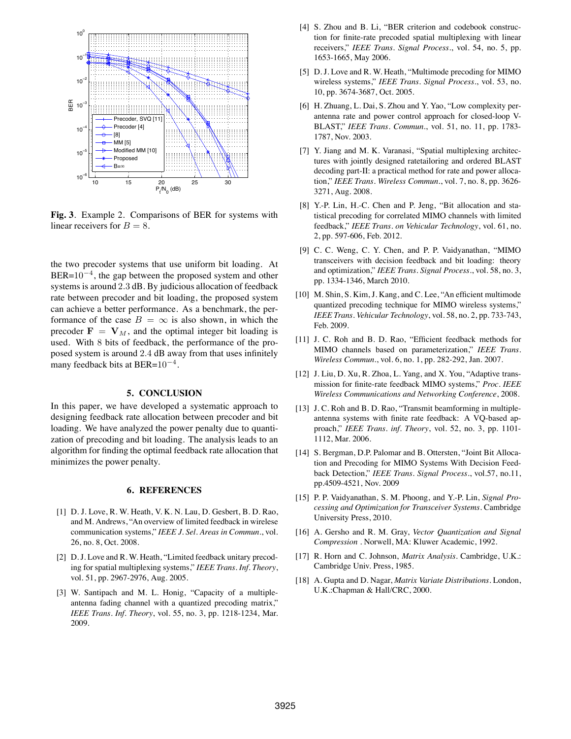$10^0$
$10^{-1}$
$10^{-2}$
$10^{-3}$
$10^{-4}$
$10^{-5}$
$10^{-6}$
BER
10
15
20
25
30
$P_t/N_0$ (dB)
Precoder, SVQ [11]
Precoder [4]
[8]
MM [5]
Modified MM [10]
Proposed
B=∞

**Fig. 3**. Example 2. Comparisons of BER for systems with linear receivers for $B = 8$.

the two precoder systems that use uniform bit loading. At BER=$10^{-4}$, the gap between the proposed system and other systems is around 2.3 dB. By judicious allocation of feedback rate between precoder and bit loading, the proposed system can achieve a better performance. As a benchmark, the performance of the case $B = \infty$ is also shown, in which the precoder $\mathbf{F} = \mathbf{V}_M$, and the optimal integer bit loading is used. With 8 bits of feedback, the performance of the proposed system is around 2.4 dB away from that uses infinitely many feedback bits at BER=$10^{-4}$.

## 5. CONCLUSION

In this paper, we have developed a systematic approach to designing feedback rate allocation between precoder and bit loading. We have analyzed the power penalty due to quantization of precoding and bit loading. The analysis leads to an algorithm for finding the optimal feedback rate allocation that minimizes the power penalty.

## 6. REFERENCES

[1] D. J. Love, R. W. Heath, V. K. N. Lau, D. Gesbert, B. D. Rao, and M. Andrews, "An overview of limited feedback in wirelese communication systems," *IEEE J. Sel. Areas in Commun.*, vol. 26, no. 8, Oct. 2008.

[2] D. J. Love and R. W. Heath, "Limited feedback unitary precoding for spatial multiplexing systems," *IEEE Trans. Inf. Theory*, vol. 51, pp. 2967-2976, Aug. 2005.

[3] W. Santipach and M. L. Honig, "Capacity of a multiple-antenna fading channel with a quantized precoding matrix," *IEEE Trans. Inf. Theory*, vol. 55, no. 3, pp. 1218-1234, Mar. 2009.

[4] S. Zhou and B. Li, "BER criterion and codebook construction for finite-rate precoded spatial multiplexing with linear receivers," *IEEE Trans. Signal Process.*, vol. 54, no. 5, pp. 1653-1665, May 2006.

[5] D. J. Love and R. W. Heath, "Multimode precoding for MIMO wireless systems," *IEEE Trans. Signal Process.*, vol. 53, no. 10, pp. 3674-3687, Oct. 2005.

[6] H. Zhuang, L. Dai, S. Zhou and Y. Yao, "Low complexity per-antenna rate and power control approach for closed-loop V-BLAST," *IEEE Trans. Commun.*, vol. 51, no. 11, pp. 1783-1787, Nov. 2003.

[7] Y. Jiang and M. K. Varanasi, "Spatial multiplexing architectures with jointly designed ratetailoring and ordered BLAST decoding part-II: a practical method for rate and power allocation," *IEEE Trans. Wireless Commun.*, vol. 7, no. 8, pp. 3626-3271, Aug. 2008.

[8] Y.-P. Lin, H.-C. Chen and P. Jeng, "Bit allocation and statistical precoding for correlated MIMO channels with limited feedback," *IEEE Trans. on Vehicular Technology*, vol. 61, no. 2, pp. 597-606, Feb. 2012.

[9] C. C. Weng, C. Y. Chen, and P. P. Vaidyanathan, "MIMO transceivers with decision feedback and bit loading: theory and optimization," *IEEE Trans. Signal Process.*, vol. 58, no. 3, pp. 1334-1346, March 2010.

[10] M. Shin, S. Kim, J. Kang, and C. Lee, "An efficient multimode quantized precoding technique for MIMO wireless systems," *IEEE Trans. Vehicular Technology*, vol. 58, no. 2, pp. 733-743, Feb. 2009.

[11] J. C. Roh and B. D. Rao, "Efficient feedback methods for MIMO channels based on parameterization," *IEEE Trans. Wireless Commun.*, vol. 6, no. 1, pp. 282-292, Jan. 2007.

[12] J. Liu, D. Xu, R. Zhoa, L. Yang, and X. You, "Adaptive transmission for finite-rate feedback MIMO systems," *Proc. IEEE Wireless Communications and Networking Conference*, 2008.

[13] J. C. Roh and B. D. Rao, "Transmit beamforming in multiple-antenna systems with finite rate feedback: A VQ-based approach," *IEEE Trans. inf. Theory*, vol. 52, no. 3, pp. 1101-1112, Mar. 2006.

[14] S. Bergman, D.P. Palomar and B. Ottersten, "Joint Bit Allocation and Precoding for MIMO Systems With Decision Feedback Detection," *IEEE Trans. Signal Process.*, vol.57, no.11, pp.4509-4521, Nov. 2009

[15] P. P. Vaidyanathan, S. M. Phoong, and Y.-P. Lin, *Signal Processing and Optimization for Transceiver Systems*. Cambridge University Press, 2010.

[16] A. Gersho and R. M. Gray, *Vector Quantization and Signal Compression* . Norwell, MA: Kluwer Academic, 1992.

[17] R. Horn and C. Johnson, *Matrix Analysis*. Cambridge, U.K.: Cambridge Univ. Press, 1985.

[18] A. Gupta and D. Nagar, *Matrix Variate Distributions*. London, U.K.:Chapman & Hall/CRC, 2000.